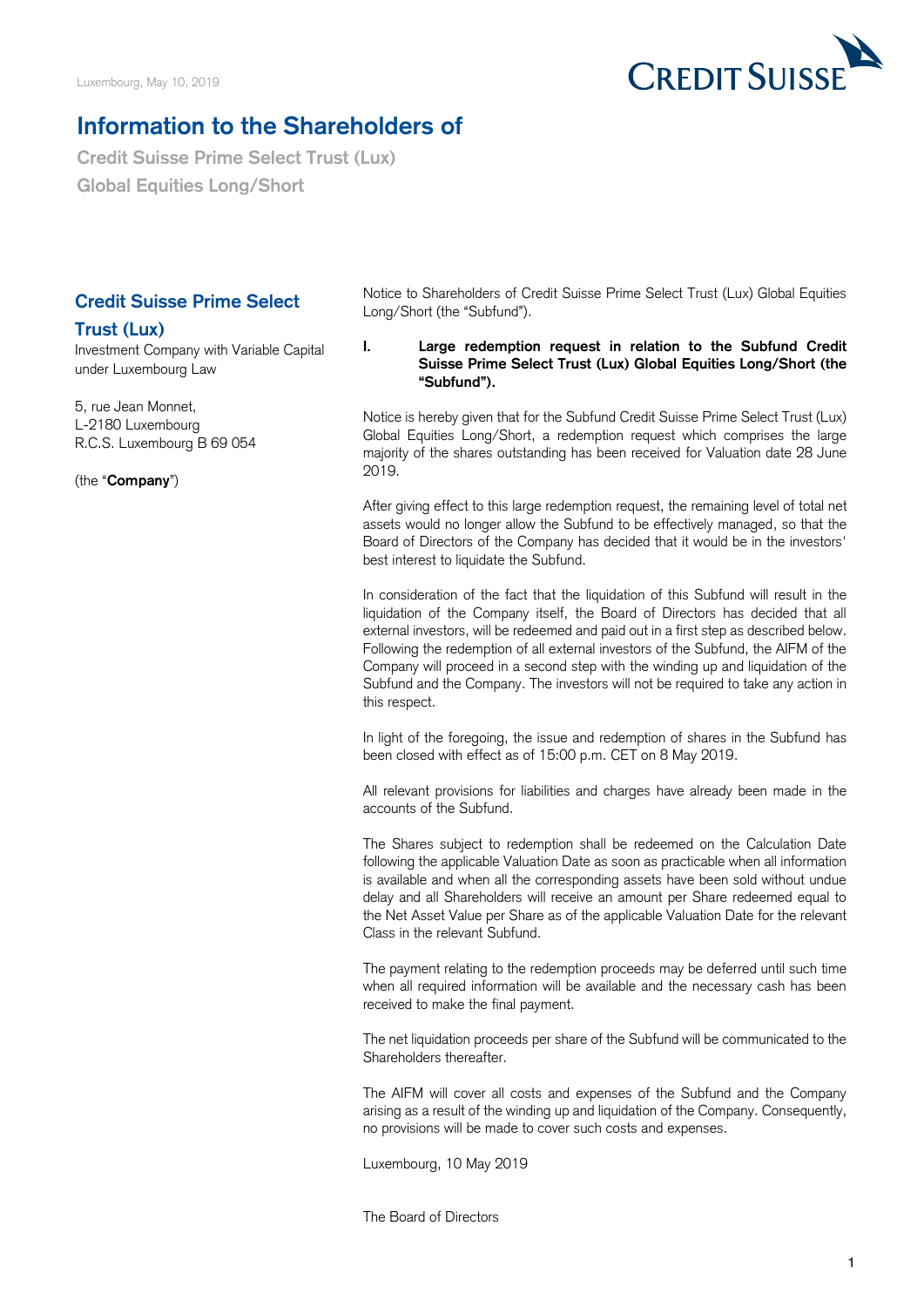Luxembourg, May 10, 2019

# Information to the Shareholders of

**Credit Suisse Prime Select Trust (Lux)**
**Global Equities Long/Short**

## Credit Suisse Prime Select Trust (Lux)

Investment Company with Variable Capital under Luxembourg Law

5, rue Jean Monnet,
L-2180 Luxembourg
R.C.S. Luxembourg B 69 054

(the "**Company**")

Notice to Shareholders of Credit Suisse Prime Select Trust (Lux) Global Equities Long/Short (the "Subfund").

**I. Large redemption request in relation to the Subfund Credit Suisse Prime Select Trust (Lux) Global Equities Long/Short (the "Subfund").**

Notice is hereby given that for the Subfund Credit Suisse Prime Select Trust (Lux) Global Equities Long/Short, a redemption request which comprises the large majority of the shares outstanding has been received for Valuation date 28 June 2019.

After giving effect to this large redemption request, the remaining level of total net assets would no longer allow the Subfund to be effectively managed, so that the Board of Directors of the Company has decided that it would be in the investors' best interest to liquidate the Subfund.

In consideration of the fact that the liquidation of this Subfund will result in the liquidation of the Company itself, the Board of Directors has decided that all external investors, will be redeemed and paid out in a first step as described below. Following the redemption of all external investors of the Subfund, the AIFM of the Company will proceed in a second step with the winding up and liquidation of the Subfund and the Company. The investors will not be required to take any action in this respect.

In light of the foregoing, the issue and redemption of shares in the Subfund has been closed with effect as of 15:00 p.m. CET on 8 May 2019.

All relevant provisions for liabilities and charges have already been made in the accounts of the Subfund.

The Shares subject to redemption shall be redeemed on the Calculation Date following the applicable Valuation Date as soon as practicable when all information is available and when all the corresponding assets have been sold without undue delay and all Shareholders will receive an amount per Share redeemed equal to the Net Asset Value per Share as of the applicable Valuation Date for the relevant Class in the relevant Subfund.

The payment relating to the redemption proceeds may be deferred until such time when all required information will be available and the necessary cash has been received to make the final payment.

The net liquidation proceeds per share of the Subfund will be communicated to the Shareholders thereafter.

The AIFM will cover all costs and expenses of the Subfund and the Company arising as a result of the winding up and liquidation of the Company. Consequently, no provisions will be made to cover such costs and expenses.

Luxembourg, 10 May 2019

The Board of Directors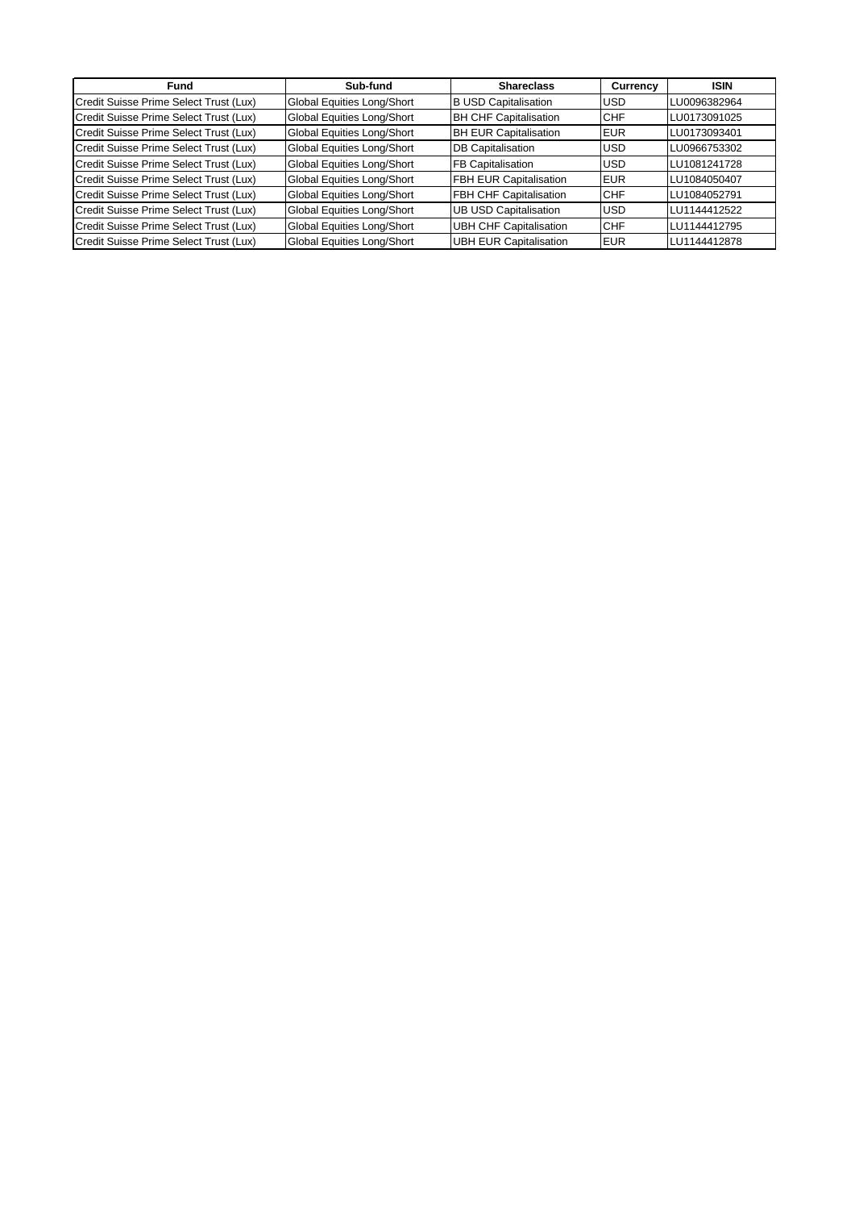| Fund | Sub-fund | Shareclass | Currency | ISIN |
| --- | --- | --- | --- | --- |
| Credit Suisse Prime Select Trust (Lux) | Global Equities Long/Short | B USD Capitalisation | USD | LU0096382964 |
| Credit Suisse Prime Select Trust (Lux) | Global Equities Long/Short | BH CHF Capitalisation | CHF | LU0173091025 |
| Credit Suisse Prime Select Trust (Lux) | Global Equities Long/Short | BH EUR Capitalisation | EUR | LU0173093401 |
| Credit Suisse Prime Select Trust (Lux) | Global Equities Long/Short | DB Capitalisation | USD | LU0966753302 |
| Credit Suisse Prime Select Trust (Lux) | Global Equities Long/Short | FB Capitalisation | USD | LU1081241728 |
| Credit Suisse Prime Select Trust (Lux) | Global Equities Long/Short | FBH EUR Capitalisation | EUR | LU1084050407 |
| Credit Suisse Prime Select Trust (Lux) | Global Equities Long/Short | FBH CHF Capitalisation | CHF | LU1084052791 |
| Credit Suisse Prime Select Trust (Lux) | Global Equities Long/Short | UB USD Capitalisation | USD | LU1144412522 |
| Credit Suisse Prime Select Trust (Lux) | Global Equities Long/Short | UBH CHF Capitalisation | CHF | LU1144412795 |
| Credit Suisse Prime Select Trust (Lux) | Global Equities Long/Short | UBH EUR Capitalisation | EUR | LU1144412878 |